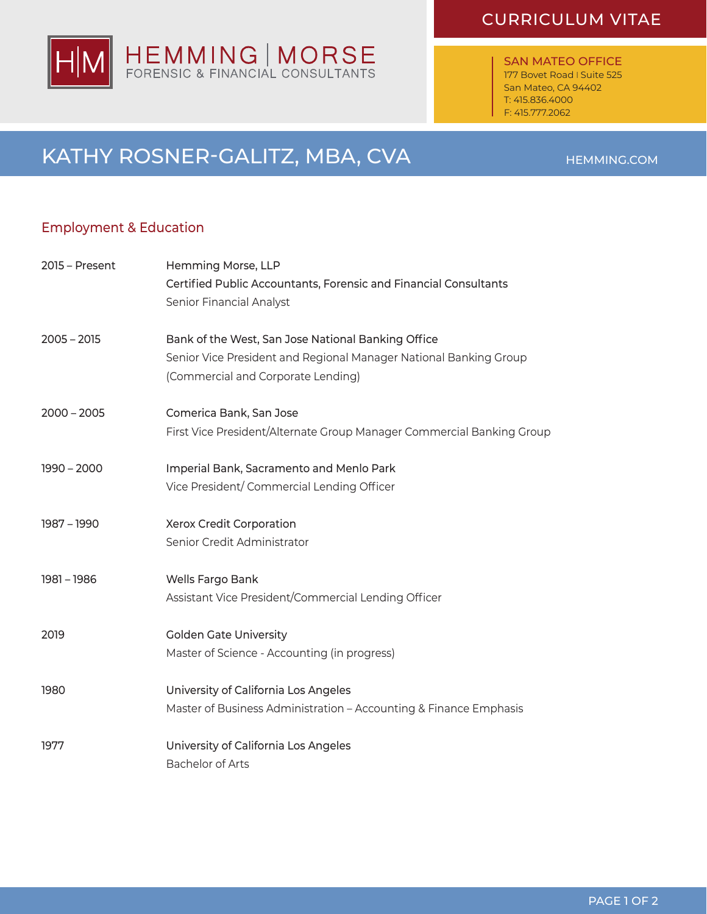HEMMING | MORSE
FORENSIC & FINANCIAL CONSULTANTS

CURRICULUM VITAE

SAN MATEO OFFICE
177 Bovet Road | Suite 525
San Mateo, CA 94402
T: 415.836.4000
F: 415.777.2062

# KATHY ROSNER-GALITZ, MBA, CVA

HEMMING.COM

## Employment & Education

| | |
|---|---|
| 2015 – Present | Hemming Morse, LLP<br>Certified Public Accountants, Forensic and Financial Consultants<br>Senior Financial Analyst |
| 2005 – 2015 | Bank of the West, San Jose National Banking Office<br>Senior Vice President and Regional Manager National Banking Group<br>(Commercial and Corporate Lending) |
| 2000 – 2005 | Comerica Bank, San Jose<br>First Vice President/Alternate Group Manager Commercial Banking Group |
| 1990 – 2000 | Imperial Bank, Sacramento and Menlo Park<br>Vice President/ Commercial Lending Officer |
| 1987 – 1990 | Xerox Credit Corporation<br>Senior Credit Administrator |
| 1981 – 1986 | Wells Fargo Bank<br>Assistant Vice President/Commercial Lending Officer |
| 2019 | Golden Gate University<br>Master of Science - Accounting (in progress) |
| 1980 | University of California Los Angeles<br>Master of Business Administration – Accounting & Finance Emphasis |
| 1977 | University of California Los Angeles<br>Bachelor of Arts |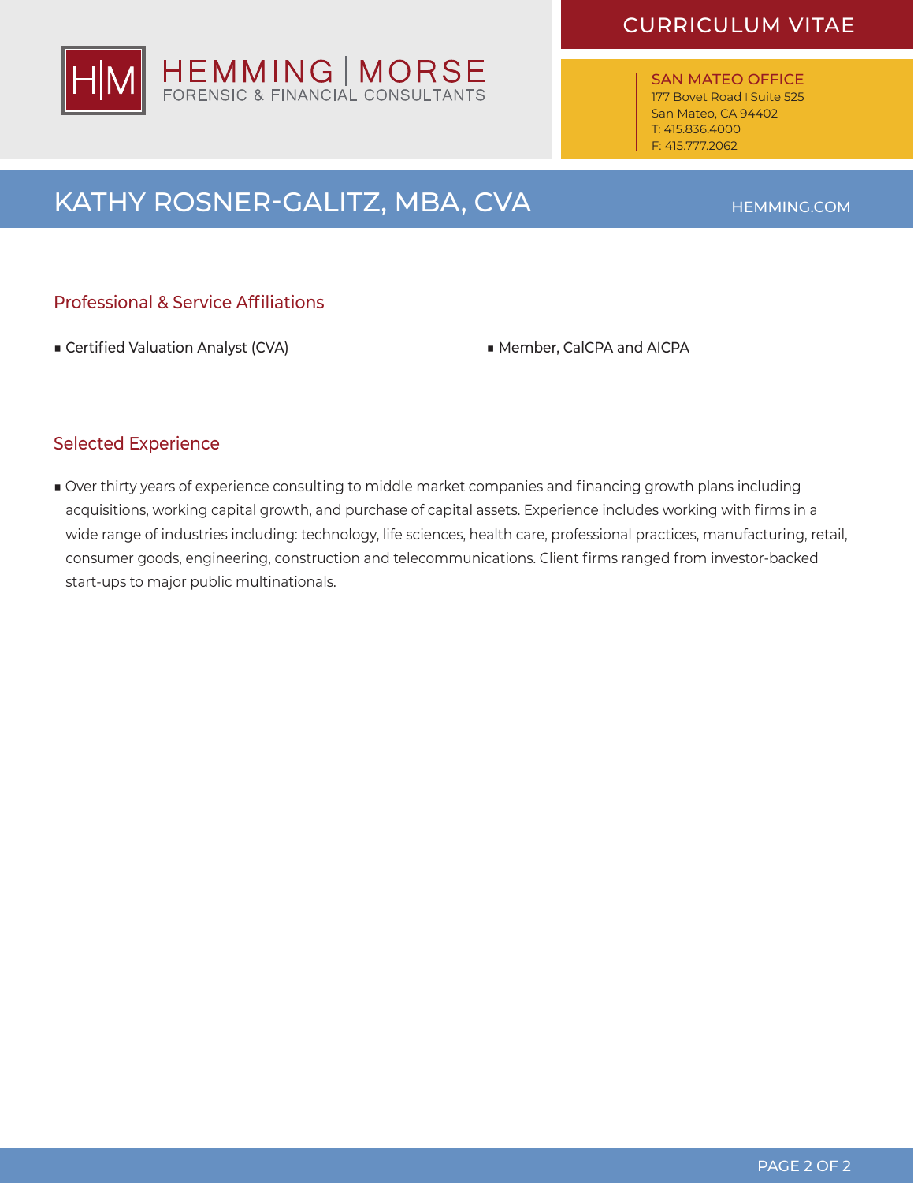## Professional & Service Affiliations

- Certified Valuation Analyst (CVA)
- Member, CalCPA and AICPA

## Selected Experience

- Over thirty years of experience consulting to middle market companies and financing growth plans including acquisitions, working capital growth, and purchase of capital assets. Experience includes working with firms in a wide range of industries including: technology, life sciences, health care, professional practices, manufacturing, retail, consumer goods, engineering, construction and telecommunications. Client firms ranged from investor-backed start-ups to major public multinationals.